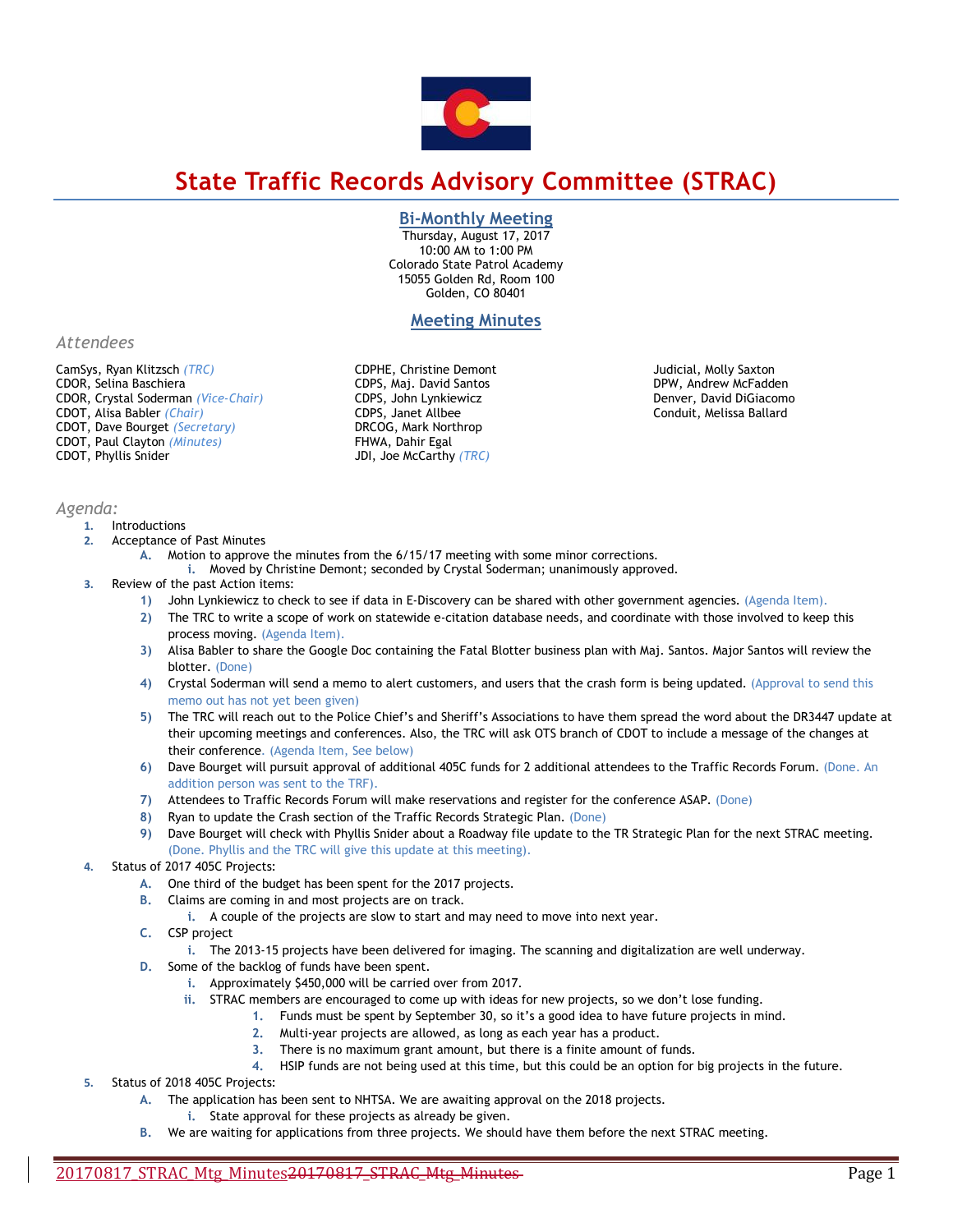# State Traffic Records Advisory Committee (STRAC)

## Bi-Monthly Meeting

Thursday, August 17, 2017
10:00 AM to 1:00 PM
Colorado State Patrol Academy
15055 Golden Rd, Room 100
Golden, CO 80401

## Meeting Minutes

### *Attendees*

CamSys, Ryan Klitzsch *(TRC)*
CDOR, Selina Baschiera
CDOR, Crystal Soderman *(Vice-Chair)*
CDOT, Alisa Babler *(Chair)*
CDOT, Dave Bourget *(Secretary)*
CDOT, Paul Clayton *(Minutes)*
CDOT, Phyllis Snider
CDPHE, Christine Demont
CDPS, Maj. David Santos
CDPS, John Lynkiewicz
CDPS, Janet Allbee
DRCOG, Mark Northrop
FHWA, Dahir Egal
JDI, Joe McCarthy *(TRC)*
Judicial, Molly Saxton
DPW, Andrew McFadden
Denver, David DiGiacomo
Conduit, Melissa Ballard

### *Agenda:*

1. Introductions
2. Acceptance of Past Minutes
   - A. Motion to approve the minutes from the 6/15/17 meeting with some minor corrections.
     - i. Moved by Christine Demont; seconded by Crystal Soderman; unanimously approved.
3. Review of the past Action items:
   - 1) John Lynkiewicz to check to see if data in E-Discovery can be shared with other government agencies. (Agenda Item).
   - 2) The TRC to write a scope of work on statewide e-citation database needs, and coordinate with those involved to keep this process moving. (Agenda Item).
   - 3) Alisa Babler to share the Google Doc containing the Fatal Blotter business plan with Maj. Santos. Major Santos will review the blotter. (Done)
   - 4) Crystal Soderman will send a memo to alert customers, and users that the crash form is being updated. (Approval to send this memo out has not yet been given)
   - 5) The TRC will reach out to the Police Chief's and Sheriff's Associations to have them spread the word about the DR3447 update at their upcoming meetings and conferences. Also, the TRC will ask OTS branch of CDOT to include a message of the changes at their conference. (Agenda Item, See below)
   - 6) Dave Bourget will pursuit approval of additional 405C funds for 2 additional attendees to the Traffic Records Forum. (Done. An addition person was sent to the TRF).
   - 7) Attendees to Traffic Records Forum will make reservations and register for the conference ASAP. (Done)
   - 8) Ryan to update the Crash section of the Traffic Records Strategic Plan. (Done)
   - 9) Dave Bourget will check with Phyllis Snider about a Roadway file update to the TR Strategic Plan for the next STRAC meeting. (Done. Phyllis and the TRC will give this update at this meeting).
4. Status of 2017 405C Projects:
   - A. One third of the budget has been spent for the 2017 projects.
   - B. Claims are coming in and most projects are on track.
     - i. A couple of the projects are slow to start and may need to move into next year.
   - C. CSP project
     - i. The 2013-15 projects have been delivered for imaging. The scanning and digitalization are well underway.
   - D. Some of the backlog of funds have been spent.
     - i. Approximately $450,000 will be carried over from 2017.
     - ii. STRAC members are encouraged to come up with ideas for new projects, so we don't lose funding.
       1. Funds must be spent by September 30, so it's a good idea to have future projects in mind.
       2. Multi-year projects are allowed, as long as each year has a product.
       3. There is no maximum grant amount, but there is a finite amount of funds.
       4. HSIP funds are not being used at this time, but this could be an option for big projects in the future.
5. Status of 2018 405C Projects:
   - A. The application has been sent to NHTSA. We are awaiting approval on the 2018 projects.
     - i. State approval for these projects as already be given.
   - B. We are waiting for applications from three projects. We should have them before the next STRAC meeting.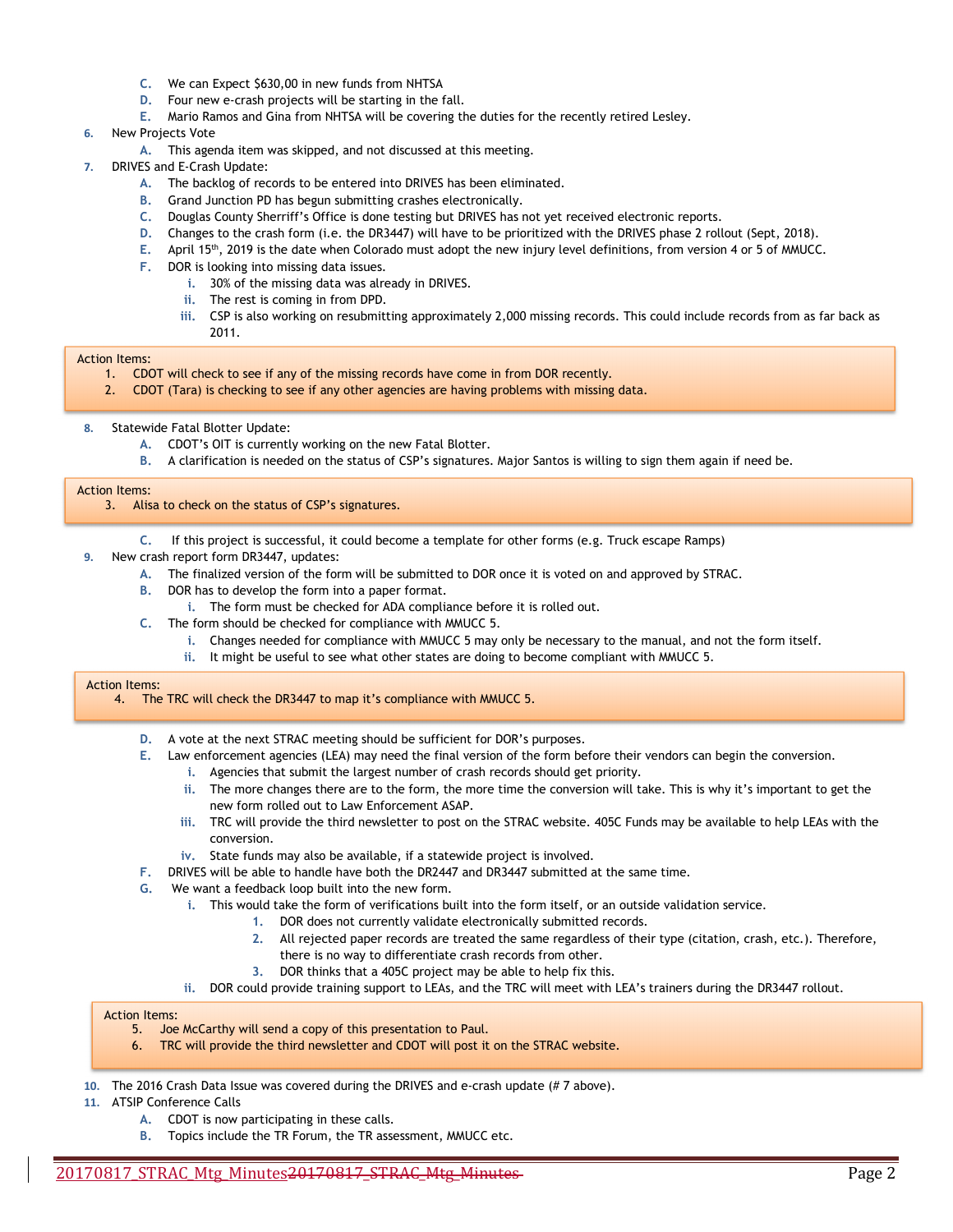C. We can Expect $630,00 in new funds from NHTSA
D. Four new e-crash projects will be starting in the fall.
E. Mario Ramos and Gina from NHTSA will be covering the duties for the recently retired Lesley.

6. New Projects Vote
   A. This agenda item was skipped, and not discussed at this meeting.

7. DRIVES and E-Crash Update:
   A. The backlog of records to be entered into DRIVES has been eliminated.
   B. Grand Junction PD has begun submitting crashes electronically.
   C. Douglas County Sherriff's Office is done testing but DRIVES has not yet received electronic reports.
   D. Changes to the crash form (i.e. the DR3447) will have to be prioritized with the DRIVES phase 2 rollout (Sept, 2018).
   E. April 15th, 2019 is the date when Colorado must adopt the new injury level definitions, from version 4 or 5 of MMUCC.
   F. DOR is looking into missing data issues.
      i. 30% of the missing data was already in DRIVES.
      ii. The rest is coming in from DPD.
      iii. CSP is also working on resubmitting approximately 2,000 missing records. This could include records from as far back as 2011.

> Action Items:
> 1. CDOT will check to see if any of the missing records have come in from DOR recently.
> 2. CDOT (Tara) is checking to see if any other agencies are having problems with missing data.

8. Statewide Fatal Blotter Update:
   A. CDOT's OIT is currently working on the new Fatal Blotter.
   B. A clarification is needed on the status of CSP's signatures. Major Santos is willing to sign them again if need be.

> Action Items:
> 3. Alisa to check on the status of CSP's signatures.

   C. If this project is successful, it could become a template for other forms (e.g. Truck escape Ramps)

9. New crash report form DR3447, updates:
   A. The finalized version of the form will be submitted to DOR once it is voted on and approved by STRAC.
   B. DOR has to develop the form into a paper format.
      i. The form must be checked for ADA compliance before it is rolled out.
   C. The form should be checked for compliance with MMUCC 5.
      i. Changes needed for compliance with MMUCC 5 may only be necessary to the manual, and not the form itself.
      ii. It might be useful to see what other states are doing to become compliant with MMUCC 5.

> Action Items:
> 4. The TRC will check the DR3447 to map it's compliance with MMUCC 5.

   D. A vote at the next STRAC meeting should be sufficient for DOR's purposes.
   E. Law enforcement agencies (LEA) may need the final version of the form before their vendors can begin the conversion.
      i. Agencies that submit the largest number of crash records should get priority.
      ii. The more changes there are to the form, the more time the conversion will take. This is why it's important to get the new form rolled out to Law Enforcement ASAP.
      iii. TRC will provide the third newsletter to post on the STRAC website. 405C Funds may be available to help LEAs with the conversion.
      iv. State funds may also be available, if a statewide project is involved.
   F. DRIVES will be able to handle have both the DR2447 and DR3447 submitted at the same time.
   G. We want a feedback loop built into the new form.
      i. This would take the form of verifications built into the form itself, or an outside validation service.
         1. DOR does not currently validate electronically submitted records.
         2. All rejected paper records are treated the same regardless of their type (citation, crash, etc.). Therefore, there is no way to differentiate crash records from other.
         3. DOR thinks that a 405C project may be able to help fix this.
      ii. DOR could provide training support to LEAs, and the TRC will meet with LEA's trainers during the DR3447 rollout.

> Action Items:
> 5. Joe McCarthy will send a copy of this presentation to Paul.
> 6. TRC will provide the third newsletter and CDOT will post it on the STRAC website.

10. The 2016 Crash Data Issue was covered during the DRIVES and e-crash update (# 7 above).

11. ATSIP Conference Calls
    A. CDOT is now participating in these calls.
    B. Topics include the TR Forum, the TR assessment, MMUCC etc.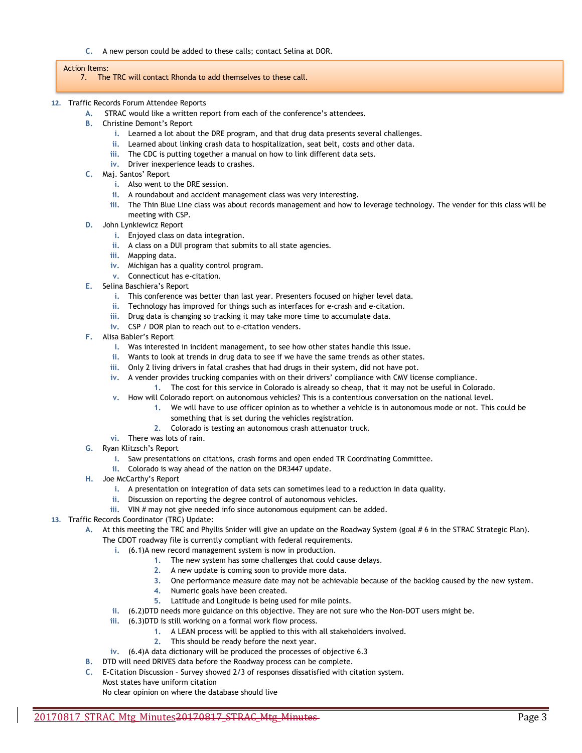C. A new person could be added to these calls; contact Selina at DOR.

> Action Items:
> 7. The TRC will contact Rhonda to add themselves to these call.

12. Traffic Records Forum Attendee Reports
    - A. STRAC would like a written report from each of the conference's attendees.
    - B. Christine Demont's Report
        - i. Learned a lot about the DRE program, and that drug data presents several challenges.
        - ii. Learned about linking crash data to hospitalization, seat belt, costs and other data.
        - iii. The CDC is putting together a manual on how to link different data sets.
        - iv. Driver inexperience leads to crashes.
    - C. Maj. Santos' Report
        - i. Also went to the DRE session.
        - ii. A roundabout and accident management class was very interesting.
        - iii. The Thin Blue Line class was about records management and how to leverage technology. The vender for this class will be meeting with CSP.
    - D. John Lynkiewicz Report
        - i. Enjoyed class on data integration.
        - ii. A class on a DUI program that submits to all state agencies.
        - iii. Mapping data.
        - iv. Michigan has a quality control program.
        - v. Connecticut has e-citation.
    - E. Selina Baschiera's Report
        - i. This conference was better than last year. Presenters focused on higher level data.
        - ii. Technology has improved for things such as interfaces for e-crash and e-citation.
        - iii. Drug data is changing so tracking it may take more time to accumulate data.
        - iv. CSP / DOR plan to reach out to e-citation venders.
    - F. Alisa Babler's Report
        - i. Was interested in incident management, to see how other states handle this issue.
        - ii. Wants to look at trends in drug data to see if we have the same trends as other states.
        - iii. Only 2 living drivers in fatal crashes that had drugs in their system, did not have pot.
        - iv. A vender provides trucking companies with on their drivers' compliance with CMV license compliance.
            1. The cost for this service in Colorado is already so cheap, that it may not be useful in Colorado.
        - v. How will Colorado report on autonomous vehicles? This is a contentious conversation on the national level.
            1. We will have to use officer opinion as to whether a vehicle is in autonomous mode or not. This could be something that is set during the vehicles registration.
            2. Colorado is testing an autonomous crash attenuator truck.
        - vi. There was lots of rain.
    - G. Ryan Klitzsch's Report
        - i. Saw presentations on citations, crash forms and open ended TR Coordinating Committee.
        - ii. Colorado is way ahead of the nation on the DR3447 update.
    - H. Joe McCarthy's Report
        - i. A presentation on integration of data sets can sometimes lead to a reduction in data quality.
        - ii. Discussion on reporting the degree control of autonomous vehicles.
        - iii. VIN # may not give needed info since autonomous equipment can be added.
13. Traffic Records Coordinator (TRC) Update:
    - A. At this meeting the TRC and Phyllis Snider will give an update on the Roadway System (goal # 6 in the STRAC Strategic Plan). The CDOT roadway file is currently compliant with federal requirements.
        - i. (6.1)A new record management system is now in production.
            1. The new system has some challenges that could cause delays.
            2. A new update is coming soon to provide more data.
            3. One performance measure date may not be achievable because of the backlog caused by the new system.
            4. Numeric goals have been created.
            5. Latitude and Longitude is being used for mile points.
        - ii. (6.2)DTD needs more guidance on this objective. They are not sure who the Non-DOT users might be.
        - iii. (6.3)DTD is still working on a formal work flow process.
            1. A LEAN process will be applied to this with all stakeholders involved.
            2. This should be ready before the next year.
        - iv. (6.4)A data dictionary will be produced the processes of objective 6.3
    - B. DTD will need DRIVES data before the Roadway process can be complete.
    - C. E-Citation Discussion – Survey showed 2/3 of responses dissatisfied with citation system.
      Most states have uniform citation
      No clear opinion on where the database should live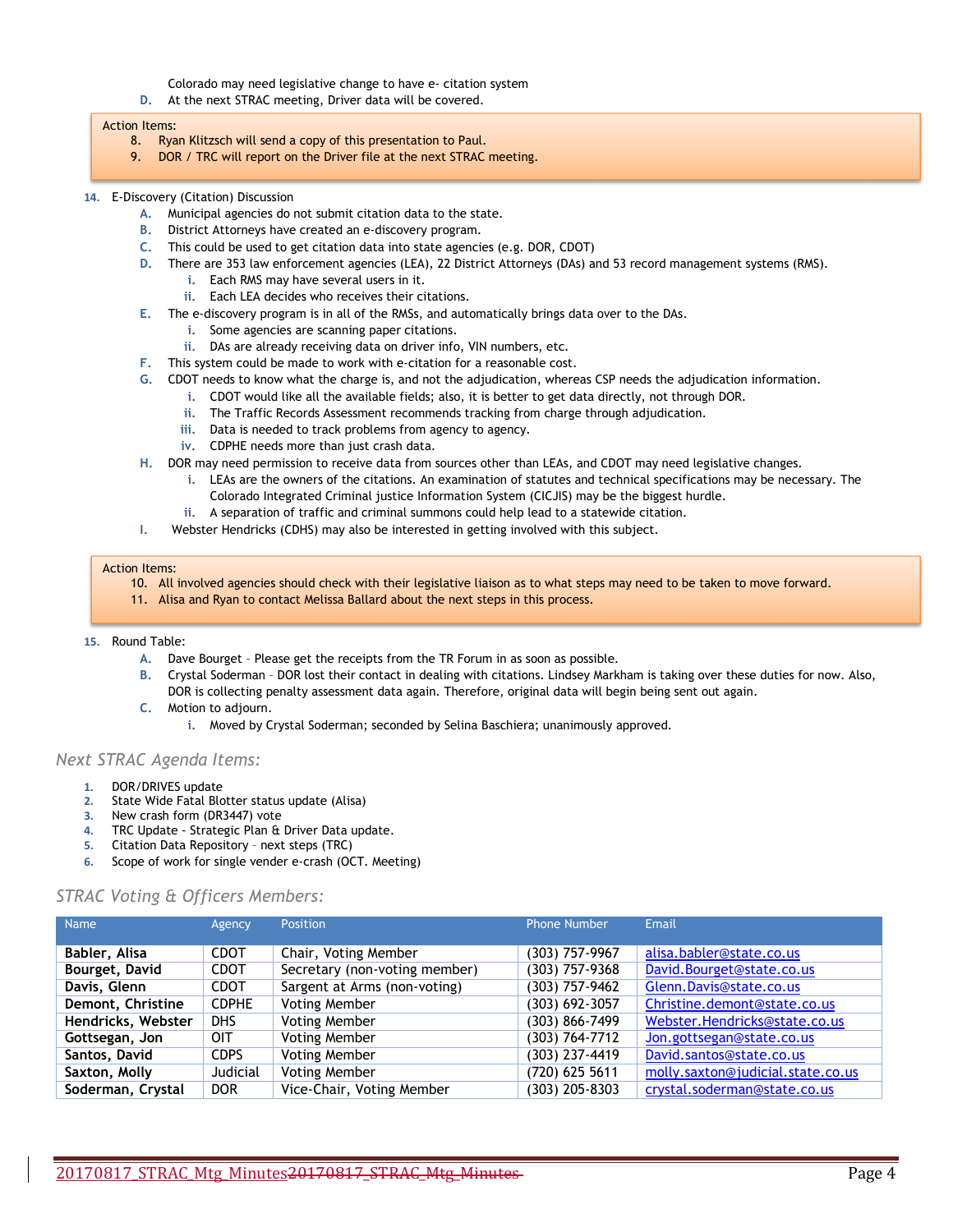Colorado may need legislative change to have e- citation system

D. At the next STRAC meeting, Driver data will be covered.

> Action Items:
> 8. Ryan Klitzsch will send a copy of this presentation to Paul.
> 9. DOR / TRC will report on the Driver file at the next STRAC meeting.

14. E-Discovery (Citation) Discussion
    A. Municipal agencies do not submit citation data to the state.
    B. District Attorneys have created an e-discovery program.
    C. This could be used to get citation data into state agencies (e.g. DOR, CDOT)
    D. There are 353 law enforcement agencies (LEA), 22 District Attorneys (DAs) and 53 record management systems (RMS).
        i. Each RMS may have several users in it.
        ii. Each LEA decides who receives their citations.
    E. The e-discovery program is in all of the RMSs, and automatically brings data over to the DAs.
        i. Some agencies are scanning paper citations.
        ii. DAs are already receiving data on driver info, VIN numbers, etc.
    F. This system could be made to work with e-citation for a reasonable cost.
    G. CDOT needs to know what the charge is, and not the adjudication, whereas CSP needs the adjudication information.
        i. CDOT would like all the available fields; also, it is better to get data directly, not through DOR.
        ii. The Traffic Records Assessment recommends tracking from charge through adjudication.
        iii. Data is needed to track problems from agency to agency.
        iv. CDPHE needs more than just crash data.
    H. DOR may need permission to receive data from sources other than LEAs, and CDOT may need legislative changes.
        i. LEAs are the owners of the citations. An examination of statutes and technical specifications may be necessary. The Colorado Integrated Criminal justice Information System (CICJIS) may be the biggest hurdle.
        ii. A separation of traffic and criminal summons could help lead to a statewide citation.
    I. Webster Hendricks (CDHS) may also be interested in getting involved with this subject.

> Action Items:
> 10. All involved agencies should check with their legislative liaison as to what steps may need to be taken to move forward.
> 11. Alisa and Ryan to contact Melissa Ballard about the next steps in this process.

15. Round Table:
    A. Dave Bourget – Please get the receipts from the TR Forum in as soon as possible.
    B. Crystal Soderman – DOR lost their contact in dealing with citations. Lindsey Markham is taking over these duties for now. Also, DOR is collecting penalty assessment data again. Therefore, original data will begin being sent out again.
    C. Motion to adjourn.
        i. Moved by Crystal Soderman; seconded by Selina Baschiera; unanimously approved.

## *Next STRAC Agenda Items:*

1. DOR/DRIVES update
2. State Wide Fatal Blotter status update (Alisa)
3. New crash form (DR3447) vote
4. TRC Update - Strategic Plan & Driver Data update.
5. Citation Data Repository – next steps (TRC)
6. Scope of work for single vender e-crash (OCT. Meeting)

## *STRAC Voting & Officers Members:*

| Name | Agency | Position | Phone Number | Email |
|---|---|---|---|---|
| **Babler, Alisa** | CDOT | Chair, Voting Member | (303) 757-9967 | alisa.babler@state.co.us |
| **Bourget, David** | CDOT | Secretary (non-voting member) | (303) 757-9368 | David.Bourget@state.co.us |
| **Davis, Glenn** | CDOT | Sargent at Arms (non-voting) | (303) 757-9462 | Glenn.Davis@state.co.us |
| **Demont, Christine** | CDPHE | Voting Member | (303) 692-3057 | Christine.demont@state.co.us |
| **Hendricks, Webster** | DHS | Voting Member | (303) 866-7499 | Webster.Hendricks@state.co.us |
| **Gottsegan, Jon** | OIT | Voting Member | (303) 764-7712 | Jon.gottsegan@state.co.us |
| **Santos, David** | CDPS | Voting Member | (303) 237-4419 | David.santos@state.co.us |
| **Saxton, Molly** | Judicial | Voting Member | (720) 625 5611 | molly.saxton@judicial.state.co.us |
| **Soderman, Crystal** | DOR | Vice-Chair, Voting Member | (303) 205-8303 | crystal.soderman@state.co.us |